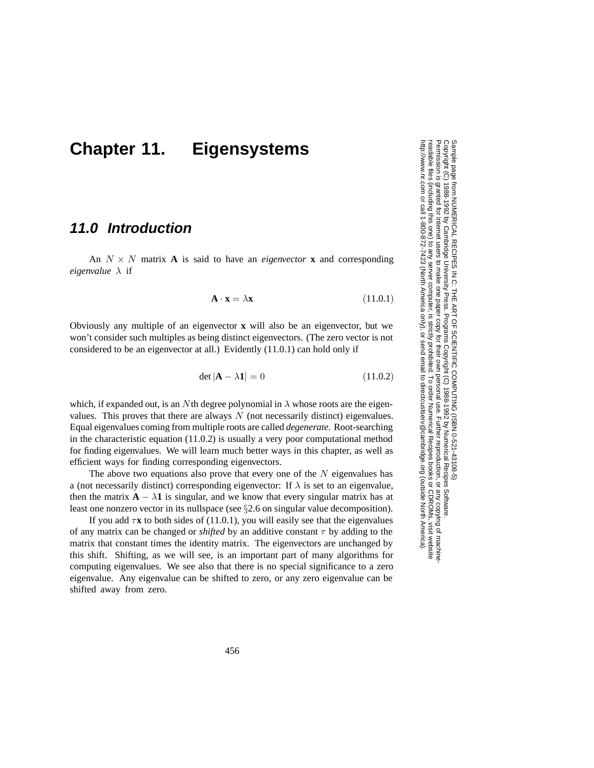# Chapter 11. Eigensystems

## 11.0 Introduction

An $N \times N$ matrix $\mathbf{A}$ is said to have an *eigenvector* $\mathbf{x}$ and corresponding *eigenvalue* $\lambda$ if

$$\mathbf{A} \cdot \mathbf{x} = \lambda \mathbf{x} \tag{11.0.1}$$

Obviously any multiple of an eigenvector $\mathbf{x}$ will also be an eigenvector, but we won't consider such multiples as being distinct eigenvectors. (The zero vector is not considered to be an eigenvector at all.) Evidently (11.0.1) can hold only if

$$\det |\mathbf{A} - \lambda \mathbf{1}| = 0 \tag{11.0.2}$$

which, if expanded out, is an $N$th degree polynomial in $\lambda$ whose roots are the eigenvalues. This proves that there are always $N$ (not necessarily distinct) eigenvalues. Equal eigenvalues coming from multiple roots are called *degenerate*. Root-searching in the characteristic equation (11.0.2) is usually a very poor computational method for finding eigenvalues. We will learn much better ways in this chapter, as well as efficient ways for finding corresponding eigenvectors.

The above two equations also prove that every one of the $N$ eigenvalues has a (not necessarily distinct) corresponding eigenvector: If $\lambda$ is set to an eigenvalue, then the matrix $\mathbf{A} - \lambda \mathbf{1}$ is singular, and we know that every singular matrix has at least one nonzero vector in its nullspace (see §2.6 on singular value decomposition).

If you add $\tau \mathbf{x}$ to both sides of (11.0.1), you will easily see that the eigenvalues of any matrix can be changed or *shifted* by an additive constant $\tau$ by adding to the matrix that constant times the identity matrix. The eigenvectors are unchanged by this shift. Shifting, as we will see, is an important part of many algorithms for computing eigenvalues. We see also that there is no special significance to a zero eigenvalue. Any eigenvalue can be shifted to zero, or any zero eigenvalue can be shifted away from zero.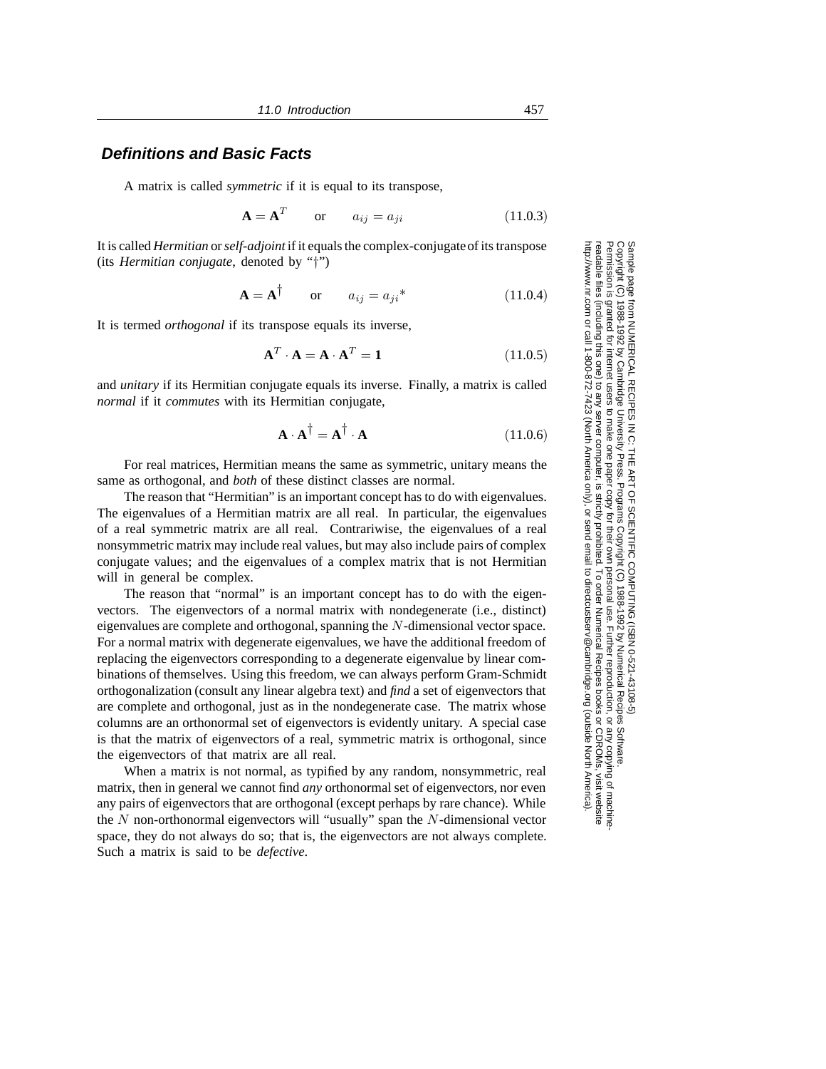## Definitions and Basic Facts

A matrix is called *symmetric* if it is equal to its transpose,

$$\mathbf{A} = \mathbf{A}^T \qquad \text{or} \qquad a_{ij} = a_{ji} \tag{11.0.3}$$

It is called *Hermitian* or *self-adjoint* if it equals the complex-conjugate of its transpose (its *Hermitian conjugate*, denoted by "†")

$$\mathbf{A} = \mathbf{A}^\dagger \qquad \text{or} \qquad a_{ij} = {a_{ji}}^* \tag{11.0.4}$$

It is termed *orthogonal* if its transpose equals its inverse,

$$\mathbf{A}^T \cdot \mathbf{A} = \mathbf{A} \cdot \mathbf{A}^T = \mathbf{1} \tag{11.0.5}$$

and *unitary* if its Hermitian conjugate equals its inverse. Finally, a matrix is called *normal* if it *commutes* with its Hermitian conjugate,

$$\mathbf{A} \cdot \mathbf{A}^\dagger = \mathbf{A}^\dagger \cdot \mathbf{A} \tag{11.0.6}$$

For real matrices, Hermitian means the same as symmetric, unitary means the same as orthogonal, and *both* of these distinct classes are normal.

The reason that "Hermitian" is an important concept has to do with eigenvalues. The eigenvalues of a Hermitian matrix are all real. In particular, the eigenvalues of a real symmetric matrix are all real. Contrariwise, the eigenvalues of a real nonsymmetric matrix may include real values, but may also include pairs of complex conjugate values; and the eigenvalues of a complex matrix that is not Hermitian will in general be complex.

The reason that "normal" is an important concept has to do with the eigenvectors. The eigenvectors of a normal matrix with nondegenerate (i.e., distinct) eigenvalues are complete and orthogonal, spanning the $N$-dimensional vector space. For a normal matrix with degenerate eigenvalues, we have the additional freedom of replacing the eigenvectors corresponding to a degenerate eigenvalue by linear combinations of themselves. Using this freedom, we can always perform Gram-Schmidt orthogonalization (consult any linear algebra text) and *find* a set of eigenvectors that are complete and orthogonal, just as in the nondegenerate case. The matrix whose columns are an orthonormal set of eigenvectors is evidently unitary. A special case is that the matrix of eigenvectors of a real, symmetric matrix is orthogonal, since the eigenvectors of that matrix are all real.

When a matrix is not normal, as typified by any random, nonsymmetric, real matrix, then in general we cannot find *any* orthonormal set of eigenvectors, nor even any pairs of eigenvectors that are orthogonal (except perhaps by rare chance). While the $N$ non-orthonormal eigenvectors will "usually" span the $N$-dimensional vector space, they do not always do so; that is, the eigenvectors are not always complete. Such a matrix is said to be *defective*.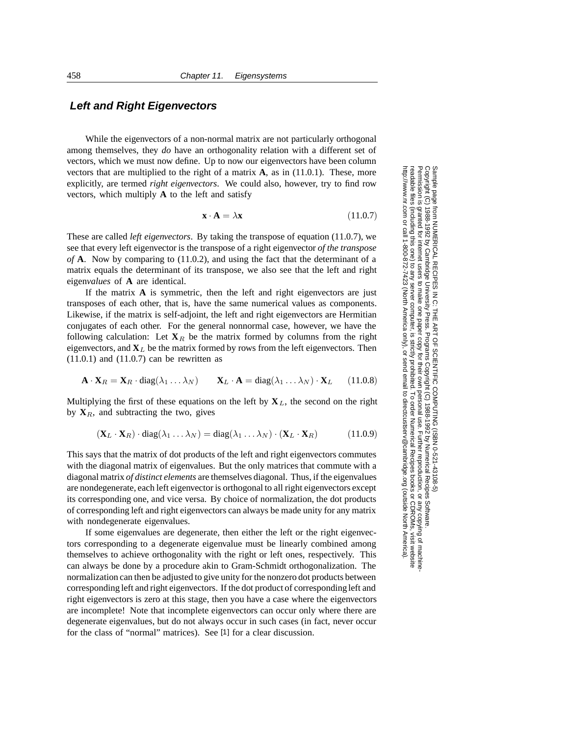### *Left and Right Eigenvectors*

While the eigenvectors of a non-normal matrix are not particularly orthogonal among themselves, they *do* have an orthogonality relation with a different set of vectors, which we must now define. Up to now our eigenvectors have been column vectors that are multiplied to the right of a matrix $\mathbf{A}$, as in (11.0.1). These, more explicitly, are termed *right eigenvectors*. We could also, however, try to find row vectors, which multiply $\mathbf{A}$ to the left and satisfy

$$\mathbf{x} \cdot \mathbf{A} = \lambda \mathbf{x} \tag{11.0.7}$$

These are called *left eigenvectors*. By taking the transpose of equation (11.0.7), we see that every left eigenvector is the transpose of a right eigenvector *of the transpose of* $\mathbf{A}$. Now by comparing to (11.0.2), and using the fact that the determinant of a matrix equals the determinant of its transpose, we also see that the left and right eigen*values* of $\mathbf{A}$ are identical.

If the matrix $\mathbf{A}$ is symmetric, then the left and right eigenvectors are just transposes of each other, that is, have the same numerical values as components. Likewise, if the matrix is self-adjoint, the left and right eigenvectors are Hermitian conjugates of each other. For the general nonnormal case, however, we have the following calculation: Let $\mathbf{X}_R$ be the matrix formed by columns from the right eigenvectors, and $\mathbf{X}_L$ be the matrix formed by rows from the left eigenvectors. Then (11.0.1) and (11.0.7) can be rewritten as

$$\mathbf{A} \cdot \mathbf{X}_R = \mathbf{X}_R \cdot \text{diag}(\lambda_1 \dots \lambda_N) \qquad \mathbf{X}_L \cdot \mathbf{A} = \text{diag}(\lambda_1 \dots \lambda_N) \cdot \mathbf{X}_L \tag{11.0.8}$$

Multiplying the first of these equations on the left by $\mathbf{X}_L$, the second on the right by $\mathbf{X}_R$, and subtracting the two, gives

$$(\mathbf{X}_L \cdot \mathbf{X}_R) \cdot \text{diag}(\lambda_1 \dots \lambda_N) = \text{diag}(\lambda_1 \dots \lambda_N) \cdot (\mathbf{X}_L \cdot \mathbf{X}_R) \tag{11.0.9}$$

This says that the matrix of dot products of the left and right eigenvectors commutes with the diagonal matrix of eigenvalues. But the only matrices that commute with a diagonal matrix *of distinct elements* are themselves diagonal. Thus, if the eigenvalues are nondegenerate, each left eigenvector is orthogonal to all right eigenvectors except its corresponding one, and vice versa. By choice of normalization, the dot products of corresponding left and right eigenvectors can always be made unity for any matrix with nondegenerate eigenvalues.

If some eigenvalues are degenerate, then either the left or the right eigenvectors corresponding to a degenerate eigenvalue must be linearly combined among themselves to achieve orthogonality with the right or left ones, respectively. This can always be done by a procedure akin to Gram-Schmidt orthogonalization. The normalization can then be adjusted to give unity for the nonzero dot products between corresponding left and right eigenvectors. If the dot product of corresponding left and right eigenvectors is zero at this stage, then you have a case where the eigenvectors are incomplete! Note that incomplete eigenvectors can occur only where there are degenerate eigenvalues, but do not always occur in such cases (in fact, never occur for the class of "normal" matrices). See [1] for a clear discussion.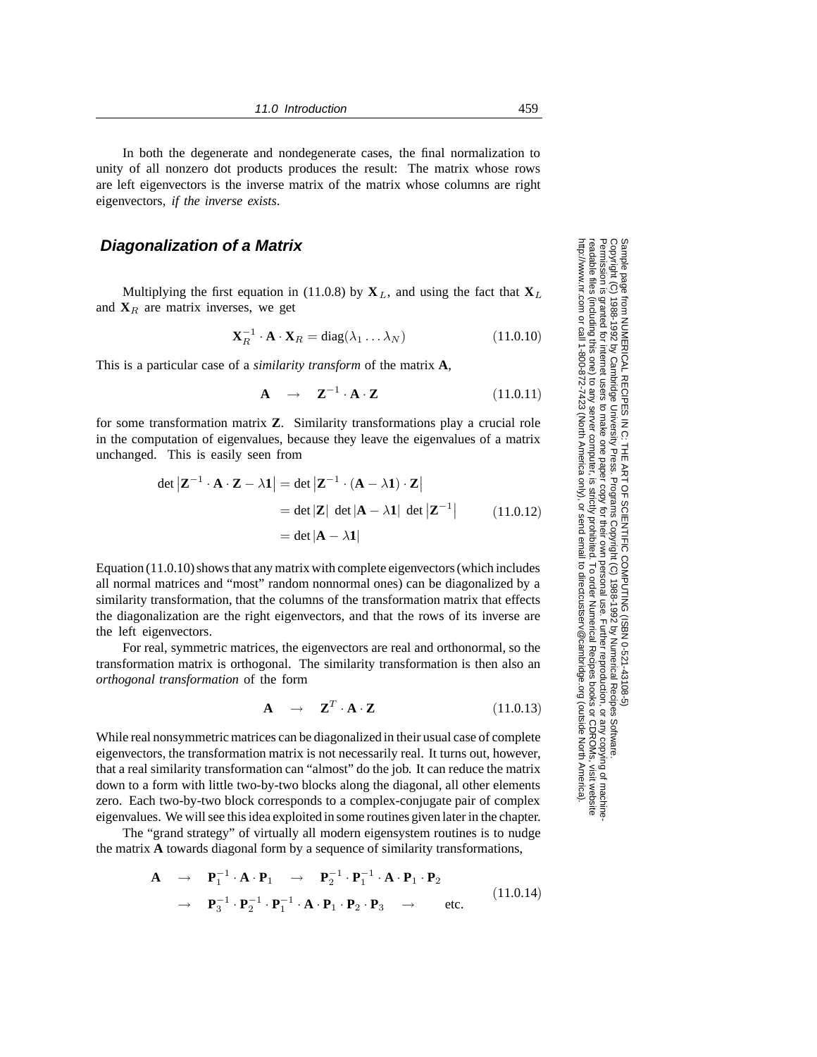In both the degenerate and nondegenerate cases, the final normalization to unity of all nonzero dot products produces the result: The matrix whose rows are left eigenvectors is the inverse matrix of the matrix whose columns are right eigenvectors, *if the inverse exists*.

## Diagonalization of a Matrix

Multiplying the first equation in (11.0.8) by $\mathbf{X}_L$, and using the fact that $\mathbf{X}_L$ and $\mathbf{X}_R$ are matrix inverses, we get

$$\mathbf{X}_R^{-1} \cdot \mathbf{A} \cdot \mathbf{X}_R = \text{diag}(\lambda_1 \ldots \lambda_N) \tag{11.0.10}$$

This is a particular case of a *similarity transform* of the matrix $\mathbf{A}$,

$$\mathbf{A} \quad \rightarrow \quad \mathbf{Z}^{-1} \cdot \mathbf{A} \cdot \mathbf{Z} \tag{11.0.11}$$

for some transformation matrix $\mathbf{Z}$. Similarity transformations play a crucial role in the computation of eigenvalues, because they leave the eigenvalues of a matrix unchanged. This is easily seen from

$$\begin{aligned}
\det \left| \mathbf{Z}^{-1} \cdot \mathbf{A} \cdot \mathbf{Z} - \lambda \mathbf{1} \right| &= \det \left| \mathbf{Z}^{-1} \cdot (\mathbf{A} - \lambda \mathbf{1}) \cdot \mathbf{Z} \right| \\
&= \det |\mathbf{Z}| \ \det |\mathbf{A} - \lambda \mathbf{1}| \ \det \left| \mathbf{Z}^{-1} \right| \\
&= \det |\mathbf{A} - \lambda \mathbf{1}|
\end{aligned} \tag{11.0.12}$$

Equation (11.0.10) shows that any matrix with complete eigenvectors (which includes all normal matrices and "most" random nonnormal ones) can be diagonalized by a similarity transformation, that the columns of the transformation matrix that effects the diagonalization are the right eigenvectors, and that the rows of its inverse are the left eigenvectors.

For real, symmetric matrices, the eigenvectors are real and orthonormal, so the transformation matrix is orthogonal. The similarity transformation is then also an *orthogonal transformation* of the form

$$\mathbf{A} \quad \rightarrow \quad \mathbf{Z}^T \cdot \mathbf{A} \cdot \mathbf{Z} \tag{11.0.13}$$

While real nonsymmetric matrices can be diagonalized in their usual case of complete eigenvectors, the transformation matrix is not necessarily real. It turns out, however, that a real similarity transformation can "almost" do the job. It can reduce the matrix down to a form with little two-by-two blocks along the diagonal, all other elements zero. Each two-by-two block corresponds to a complex-conjugate pair of complex eigenvalues. We will see this idea exploited in some routines given later in the chapter.

The "grand strategy" of virtually all modern eigensystem routines is to nudge the matrix $\mathbf{A}$ towards diagonal form by a sequence of similarity transformations,

$$\begin{aligned}
\mathbf{A} \quad &\rightarrow \quad \mathbf{P}_1^{-1} \cdot \mathbf{A} \cdot \mathbf{P}_1 \quad \rightarrow \quad \mathbf{P}_2^{-1} \cdot \mathbf{P}_1^{-1} \cdot \mathbf{A} \cdot \mathbf{P}_1 \cdot \mathbf{P}_2 \\
&\rightarrow \quad \mathbf{P}_3^{-1} \cdot \mathbf{P}_2^{-1} \cdot \mathbf{P}_1^{-1} \cdot \mathbf{A} \cdot \mathbf{P}_1 \cdot \mathbf{P}_2 \cdot \mathbf{P}_3 \quad \rightarrow \quad \text{etc.}
\end{aligned} \tag{11.0.14}$$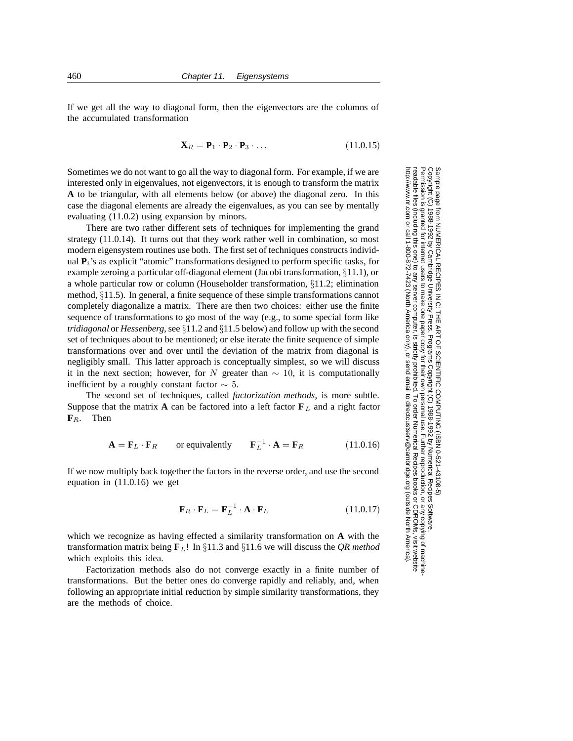If we get all the way to diagonal form, then the eigenvectors are the columns of the accumulated transformation

$$\mathbf{X}_R = \mathbf{P}_1 \cdot \mathbf{P}_2 \cdot \mathbf{P}_3 \cdot \ldots \tag{11.0.15}$$

Sometimes we do not want to go all the way to diagonal form. For example, if we are interested only in eigenvalues, not eigenvectors, it is enough to transform the matrix **A** to be triangular, with all elements below (or above) the diagonal zero. In this case the diagonal elements are already the eigenvalues, as you can see by mentally evaluating (11.0.2) using expansion by minors.

There are two rather different sets of techniques for implementing the grand strategy (11.0.14). It turns out that they work rather well in combination, so most modern eigensystem routines use both. The first set of techniques constructs individual $\mathbf{P}_i$'s as explicit "atomic" transformations designed to perform specific tasks, for example zeroing a particular off-diagonal element (Jacobi transformation, §11.1), or a whole particular row or column (Householder transformation, §11.2; elimination method, §11.5). In general, a finite sequence of these simple transformations cannot completely diagonalize a matrix. There are then two choices: either use the finite sequence of transformations to go most of the way (e.g., to some special form like *tridiagonal* or *Hessenberg*, see §11.2 and §11.5 below) and follow up with the second set of techniques about to be mentioned; or else iterate the finite sequence of simple transformations over and over until the deviation of the matrix from diagonal is negligibly small. This latter approach is conceptually simplest, so we will discuss it in the next section; however, for $N$ greater than $\sim 10$, it is computationally inefficient by a roughly constant factor $\sim 5$.

The second set of techniques, called *factorization methods*, is more subtle. Suppose that the matrix **A** can be factored into a left factor $\mathbf{F}_L$ and a right factor $\mathbf{F}_R$. Then

$$\mathbf{A} = \mathbf{F}_L \cdot \mathbf{F}_R \qquad \text{or equivalently} \qquad \mathbf{F}_L^{-1} \cdot \mathbf{A} = \mathbf{F}_R \tag{11.0.16}$$

If we now multiply back together the factors in the reverse order, and use the second equation in (11.0.16) we get

$$\mathbf{F}_R \cdot \mathbf{F}_L = \mathbf{F}_L^{-1} \cdot \mathbf{A} \cdot \mathbf{F}_L \tag{11.0.17}$$

which we recognize as having effected a similarity transformation on **A** with the transformation matrix being $\mathbf{F}_L$! In §11.3 and §11.6 we will discuss the *QR method* which exploits this idea.

Factorization methods also do not converge exactly in a finite number of transformations. But the better ones do converge rapidly and reliably, and, when following an appropriate initial reduction by simple similarity transformations, they are the methods of choice.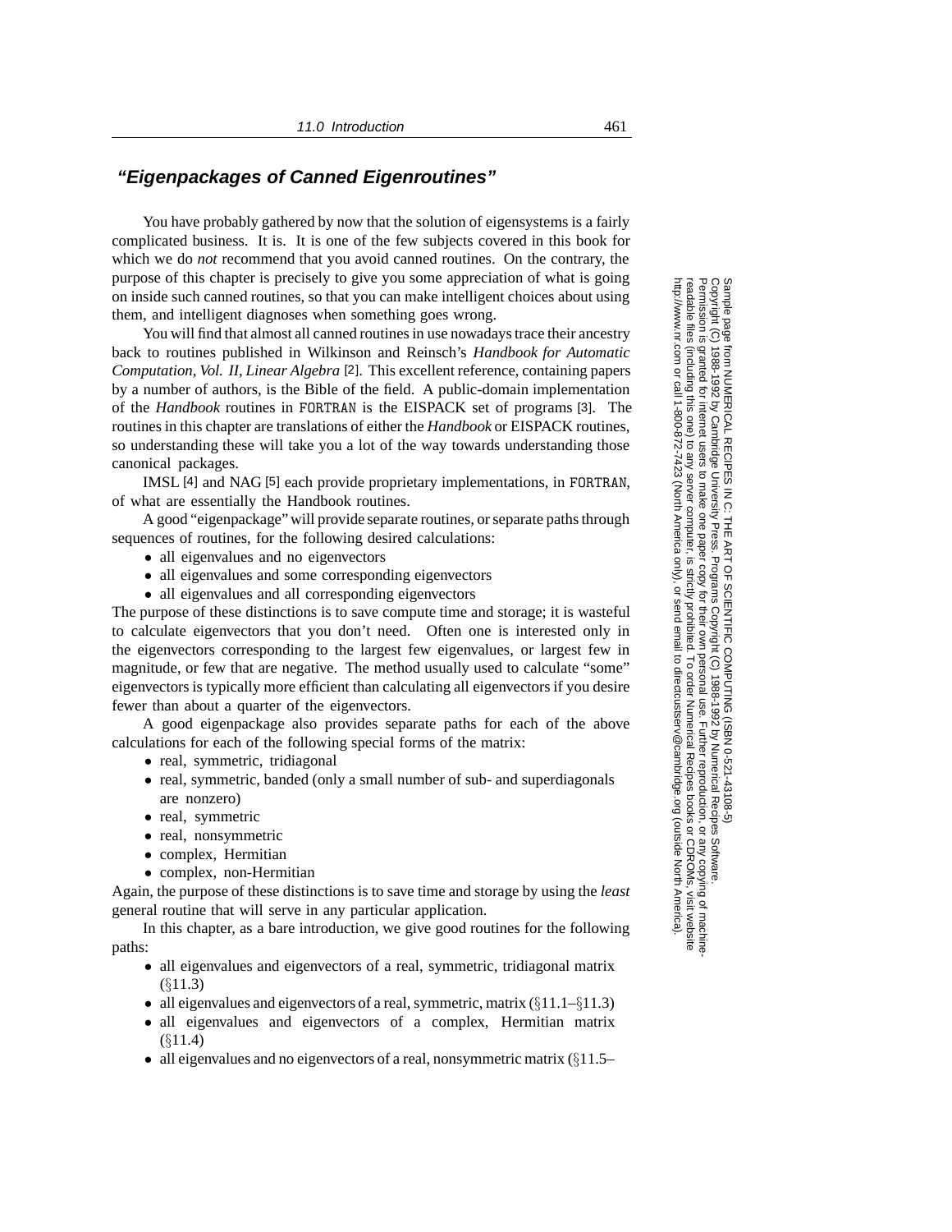### *"Eigenpackages of Canned Eigenroutines"*

You have probably gathered by now that the solution of eigensystems is a fairly complicated business. It is. It is one of the few subjects covered in this book for which we do *not* recommend that you avoid canned routines. On the contrary, the purpose of this chapter is precisely to give you some appreciation of what is going on inside such canned routines, so that you can make intelligent choices about using them, and intelligent diagnoses when something goes wrong.

You will find that almost all canned routines in use nowadays trace their ancestry back to routines published in Wilkinson and Reinsch's *Handbook for Automatic Computation, Vol. II, Linear Algebra* [2]. This excellent reference, containing papers by a number of authors, is the Bible of the field. A public-domain implementation of the *Handbook* routines in FORTRAN is the EISPACK set of programs [3]. The routines in this chapter are translations of either the *Handbook* or EISPACK routines, so understanding these will take you a lot of the way towards understanding those canonical packages.

IMSL [4] and NAG [5] each provide proprietary implementations, in FORTRAN, of what are essentially the Handbook routines.

A good "eigenpackage" will provide separate routines, or separate paths through sequences of routines, for the following desired calculations:

- all eigenvalues and no eigenvectors
- all eigenvalues and some corresponding eigenvectors
- all eigenvalues and all corresponding eigenvectors

The purpose of these distinctions is to save compute time and storage; it is wasteful to calculate eigenvectors that you don't need. Often one is interested only in the eigenvectors corresponding to the largest few eigenvalues, or largest few in magnitude, or few that are negative. The method usually used to calculate "some" eigenvectors is typically more efficient than calculating all eigenvectors if you desire fewer than about a quarter of the eigenvectors.

A good eigenpackage also provides separate paths for each of the above calculations for each of the following special forms of the matrix:

- real, symmetric, tridiagonal
- real, symmetric, banded (only a small number of sub- and superdiagonals are nonzero)
- real, symmetric
- real, nonsymmetric
- complex, Hermitian
- complex, non-Hermitian

Again, the purpose of these distinctions is to save time and storage by using the *least* general routine that will serve in any particular application.

In this chapter, as a bare introduction, we give good routines for the following paths:

- all eigenvalues and eigenvectors of a real, symmetric, tridiagonal matrix (§11.3)
- all eigenvalues and eigenvectors of a real, symmetric, matrix (§11.1–§11.3)
- all eigenvalues and eigenvectors of a complex, Hermitian matrix (§11.4)
- all eigenvalues and no eigenvectors of a real, nonsymmetric matrix (§11.5–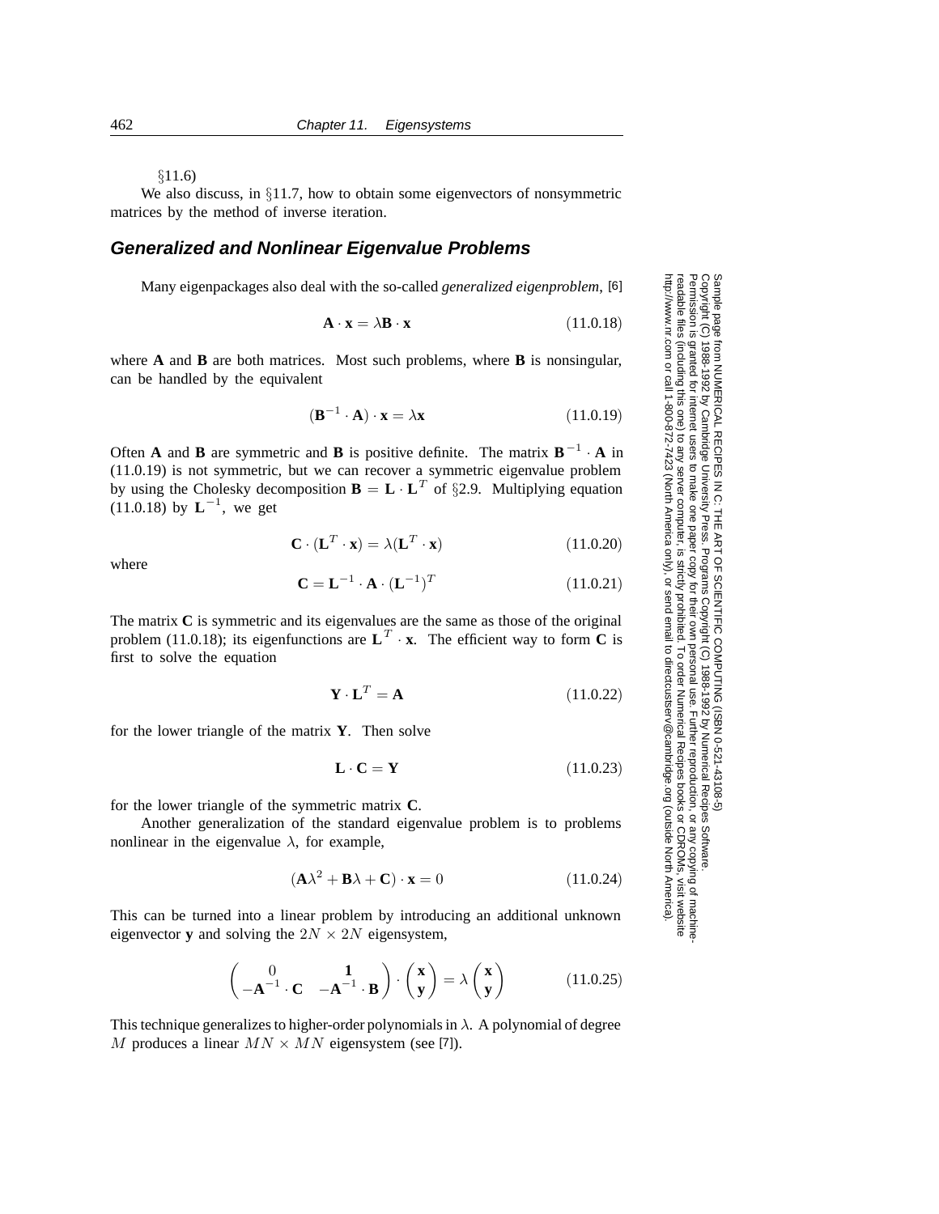§11.6)

We also discuss, in §11.7, how to obtain some eigenvectors of nonsymmetric matrices by the method of inverse iteration.

## Generalized and Nonlinear Eigenvalue Problems

Many eigenpackages also deal with the so-called *generalized eigenproblem,* [6]

$$\mathbf{A} \cdot \mathbf{x} = \lambda \mathbf{B} \cdot \mathbf{x} \tag{11.0.18}$$

where **A** and **B** are both matrices. Most such problems, where **B** is nonsingular, can be handled by the equivalent

$$(\mathbf{B}^{-1} \cdot \mathbf{A}) \cdot \mathbf{x} = \lambda \mathbf{x} \tag{11.0.19}$$

Often **A** and **B** are symmetric and **B** is positive definite. The matrix $\mathbf{B}^{-1} \cdot \mathbf{A}$ in (11.0.19) is not symmetric, but we can recover a symmetric eigenvalue problem by using the Cholesky decomposition $\mathbf{B} = \mathbf{L} \cdot \mathbf{L}^T$ of §2.9. Multiplying equation (11.0.18) by $\mathbf{L}^{-1}$, we get

$$\mathbf{C} \cdot (\mathbf{L}^T \cdot \mathbf{x}) = \lambda (\mathbf{L}^T \cdot \mathbf{x}) \tag{11.0.20}$$

where

$$\mathbf{C} = \mathbf{L}^{-1} \cdot \mathbf{A} \cdot (\mathbf{L}^{-1})^T \tag{11.0.21}$$

The matrix **C** is symmetric and its eigenvalues are the same as those of the original problem (11.0.18); its eigenfunctions are $\mathbf{L}^T \cdot \mathbf{x}$. The efficient way to form **C** is first to solve the equation

$$\mathbf{Y} \cdot \mathbf{L}^T = \mathbf{A} \tag{11.0.22}$$

for the lower triangle of the matrix **Y**. Then solve

$$\mathbf{L} \cdot \mathbf{C} = \mathbf{Y} \tag{11.0.23}$$

for the lower triangle of the symmetric matrix **C**.

Another generalization of the standard eigenvalue problem is to problems nonlinear in the eigenvalue $\lambda$, for example,

$$(\mathbf{A}\lambda^2 + \mathbf{B}\lambda + \mathbf{C}) \cdot \mathbf{x} = 0 \tag{11.0.24}$$

This can be turned into a linear problem by introducing an additional unknown eigenvector **y** and solving the $2N \times 2N$ eigensystem,

$$\begin{pmatrix} 0 & \mathbf{1} \\ -\mathbf{A}^{-1} \cdot \mathbf{C} & -\mathbf{A}^{-1} \cdot \mathbf{B} \end{pmatrix} \cdot \begin{pmatrix} \mathbf{x} \\ \mathbf{y} \end{pmatrix} = \lambda \begin{pmatrix} \mathbf{x} \\ \mathbf{y} \end{pmatrix} \tag{11.0.25}$$

This technique generalizes to higher-order polynomials in $\lambda$. A polynomial of degree $M$ produces a linear $MN \times MN$ eigensystem (see [7]).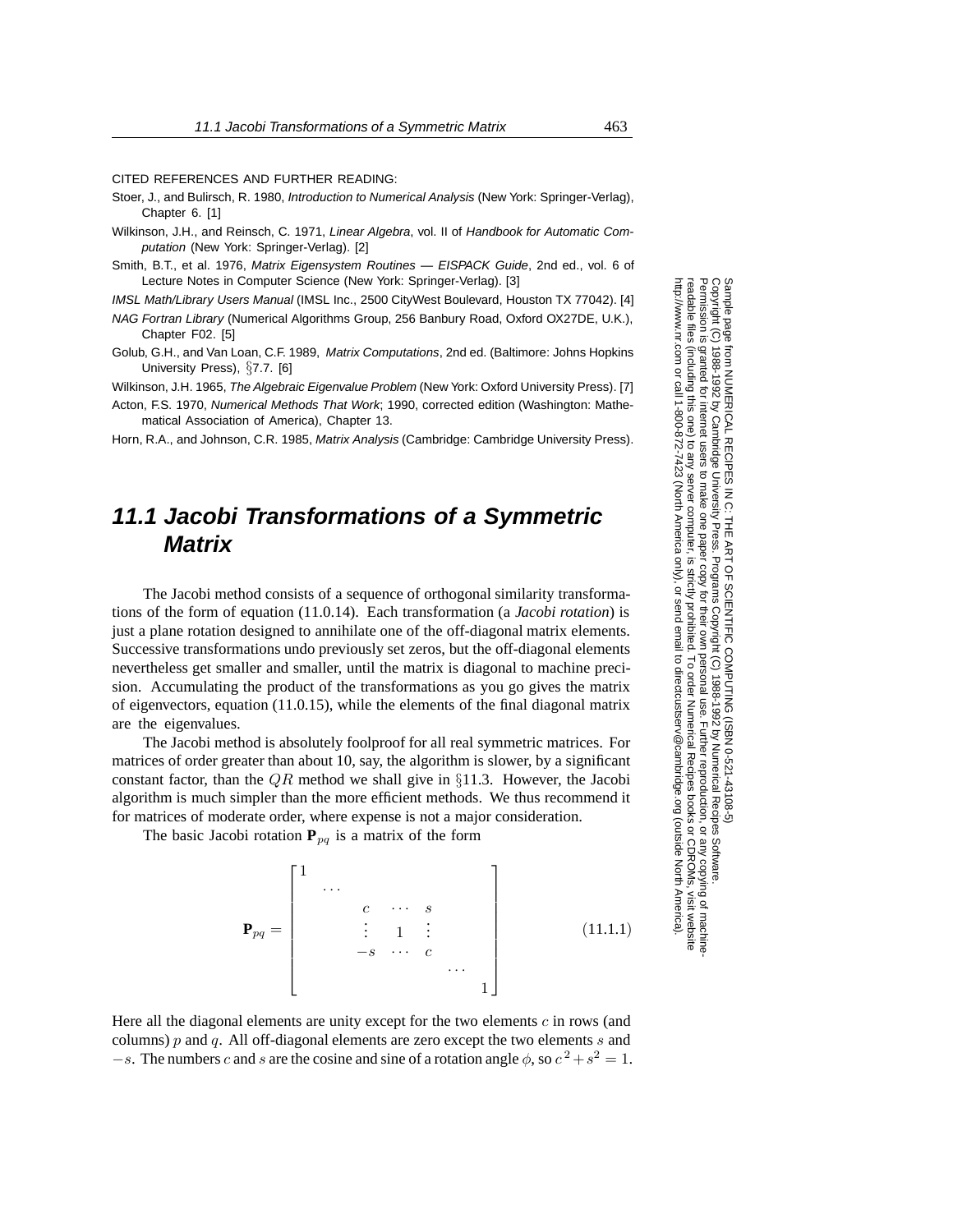CITED REFERENCES AND FURTHER READING:

Stoer, J., and Bulirsch, R. 1980, *Introduction to Numerical Analysis* (New York: Springer-Verlag), Chapter 6. [1]

Wilkinson, J.H., and Reinsch, C. 1971, *Linear Algebra*, vol. II of *Handbook for Automatic Computation* (New York: Springer-Verlag). [2]

Smith, B.T., et al. 1976, *Matrix Eigensystem Routines — EISPACK Guide*, 2nd ed., vol. 6 of Lecture Notes in Computer Science (New York: Springer-Verlag). [3]

*IMSL Math/Library Users Manual* (IMSL Inc., 2500 CityWest Boulevard, Houston TX 77042). [4]

*NAG Fortran Library* (Numerical Algorithms Group, 256 Banbury Road, Oxford OX27DE, U.K.), Chapter F02. [5]

Golub, G.H., and Van Loan, C.F. 1989, *Matrix Computations*, 2nd ed. (Baltimore: Johns Hopkins University Press), §7.7. [6]

Wilkinson, J.H. 1965, *The Algebraic Eigenvalue Problem* (New York: Oxford University Press). [7]

Acton, F.S. 1970, *Numerical Methods That Work*; 1990, corrected edition (Washington: Mathematical Association of America), Chapter 13.

Horn, R.A., and Johnson, C.R. 1985, *Matrix Analysis* (Cambridge: Cambridge University Press).

## 11.1 Jacobi Transformations of a Symmetric Matrix

The Jacobi method consists of a sequence of orthogonal similarity transformations of the form of equation (11.0.14). Each transformation (a *Jacobi rotation*) is just a plane rotation designed to annihilate one of the off-diagonal matrix elements. Successive transformations undo previously set zeros, but the off-diagonal elements nevertheless get smaller and smaller, until the matrix is diagonal to machine precision. Accumulating the product of the transformations as you go gives the matrix of eigenvectors, equation (11.0.15), while the elements of the final diagonal matrix are the eigenvalues.

The Jacobi method is absolutely foolproof for all real symmetric matrices. For matrices of order greater than about 10, say, the algorithm is slower, by a significant constant factor, than the $QR$ method we shall give in §11.3. However, the Jacobi algorithm is much simpler than the more efficient methods. We thus recommend it for matrices of moderate order, where expense is not a major consideration.

The basic Jacobi rotation $\mathbf{P}_{pq}$ is a matrix of the form

$$\mathbf{P}_{pq} = \begin{bmatrix} 1 & & & & & & \\ & \cdots & & & & & \\ & & c & \cdots & s & & \\ & & \vdots & 1 & \vdots & & \\ & & -s & \cdots & c & & \\ & & & & & \cdots & \\ & & & & & & 1 \end{bmatrix} \tag{11.1.1}$$

Here all the diagonal elements are unity except for the two elements $c$ in rows (and columns) $p$ and $q$. All off-diagonal elements are zero except the two elements $s$ and $-s$. The numbers $c$ and $s$ are the cosine and sine of a rotation angle $\phi$, so $c^2 + s^2 = 1$.